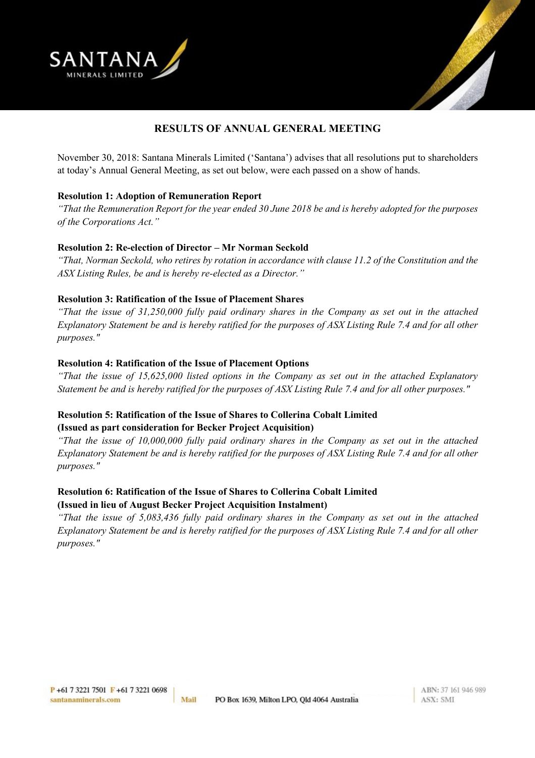# RESULTS OF ANNUAL GENERAL MEETING

November 30, 2018: Santana Minerals Limited ('Santana') advises that all resolutions put to shareholders at today's Annual General Meeting, as set out below, were each passed on a show of hands.

**Resolution 1: Adoption of Remuneration Report**

*"That the Remuneration Report for the year ended 30 June 2018 be and is hereby adopted for the purposes of the Corporations Act."*

**Resolution 2: Re-election of Director – Mr Norman Seckold**

*"That, Norman Seckold, who retires by rotation in accordance with clause 11.2 of the Constitution and the ASX Listing Rules, be and is hereby re-elected as a Director."*

**Resolution 3: Ratification of the Issue of Placement Shares**

*"That the issue of 31,250,000 fully paid ordinary shares in the Company as set out in the attached Explanatory Statement be and is hereby ratified for the purposes of ASX Listing Rule 7.4 and for all other purposes."*

**Resolution 4: Ratification of the Issue of Placement Options**

*"That the issue of 15,625,000 listed options in the Company as set out in the attached Explanatory Statement be and is hereby ratified for the purposes of ASX Listing Rule 7.4 and for all other purposes."*

**Resolution 5: Ratification of the Issue of Shares to Collerina Cobalt Limited (Issued as part consideration for Becker Project Acquisition)**

*"That the issue of 10,000,000 fully paid ordinary shares in the Company as set out in the attached Explanatory Statement be and is hereby ratified for the purposes of ASX Listing Rule 7.4 and for all other purposes."*

**Resolution 6: Ratification of the Issue of Shares to Collerina Cobalt Limited (Issued in lieu of August Becker Project Acquisition Instalment)**

*"That the issue of 5,083,436 fully paid ordinary shares in the Company as set out in the attached Explanatory Statement be and is hereby ratified for the purposes of ASX Listing Rule 7.4 and for all other purposes."*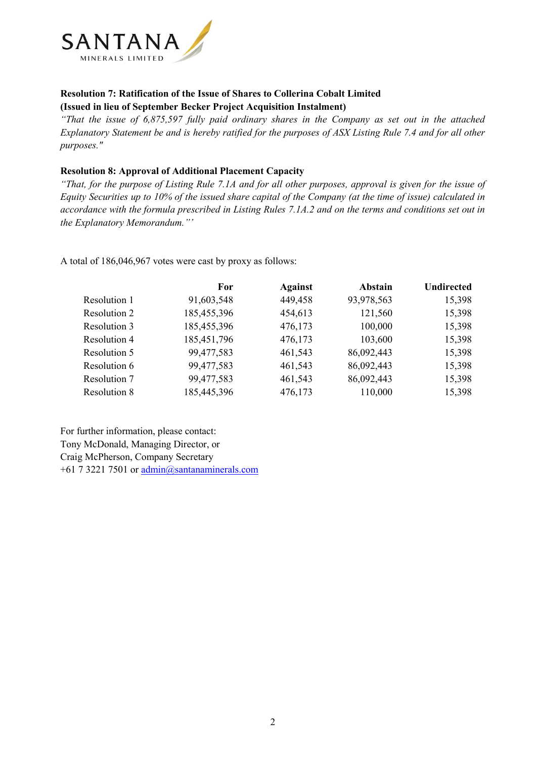**Resolution 7: Ratification of the Issue of Shares to Collerina Cobalt Limited**
**(Issued in lieu of September Becker Project Acquisition Instalment)**

*"That the issue of 6,875,597 fully paid ordinary shares in the Company as set out in the attached Explanatory Statement be and is hereby ratified for the purposes of ASX Listing Rule 7.4 and for all other purposes."*

**Resolution 8: Approval of Additional Placement Capacity**

*"That, for the purpose of Listing Rule 7.1A and for all other purposes, approval is given for the issue of Equity Securities up to 10% of the issued share capital of the Company (at the time of issue) calculated in accordance with the formula prescribed in Listing Rules 7.1A.2 and on the terms and conditions set out in the Explanatory Memorandum."'*

A total of 186,046,967 votes were cast by proxy as follows:

| | For | Against | Abstain | Undirected |
|---|---|---|---|---|
| Resolution 1 | 91,603,548 | 449,458 | 93,978,563 | 15,398 |
| Resolution 2 | 185,455,396 | 454,613 | 121,560 | 15,398 |
| Resolution 3 | 185,455,396 | 476,173 | 100,000 | 15,398 |
| Resolution 4 | 185,451,796 | 476,173 | 103,600 | 15,398 |
| Resolution 5 | 99,477,583 | 461,543 | 86,092,443 | 15,398 |
| Resolution 6 | 99,477,583 | 461,543 | 86,092,443 | 15,398 |
| Resolution 7 | 99,477,583 | 461,543 | 86,092,443 | 15,398 |
| Resolution 8 | 185,445,396 | 476,173 | 110,000 | 15,398 |

For further information, please contact:
Tony McDonald, Managing Director, or
Craig McPherson, Company Secretary
+61 7 3221 7501 or admin@santanaminerals.com